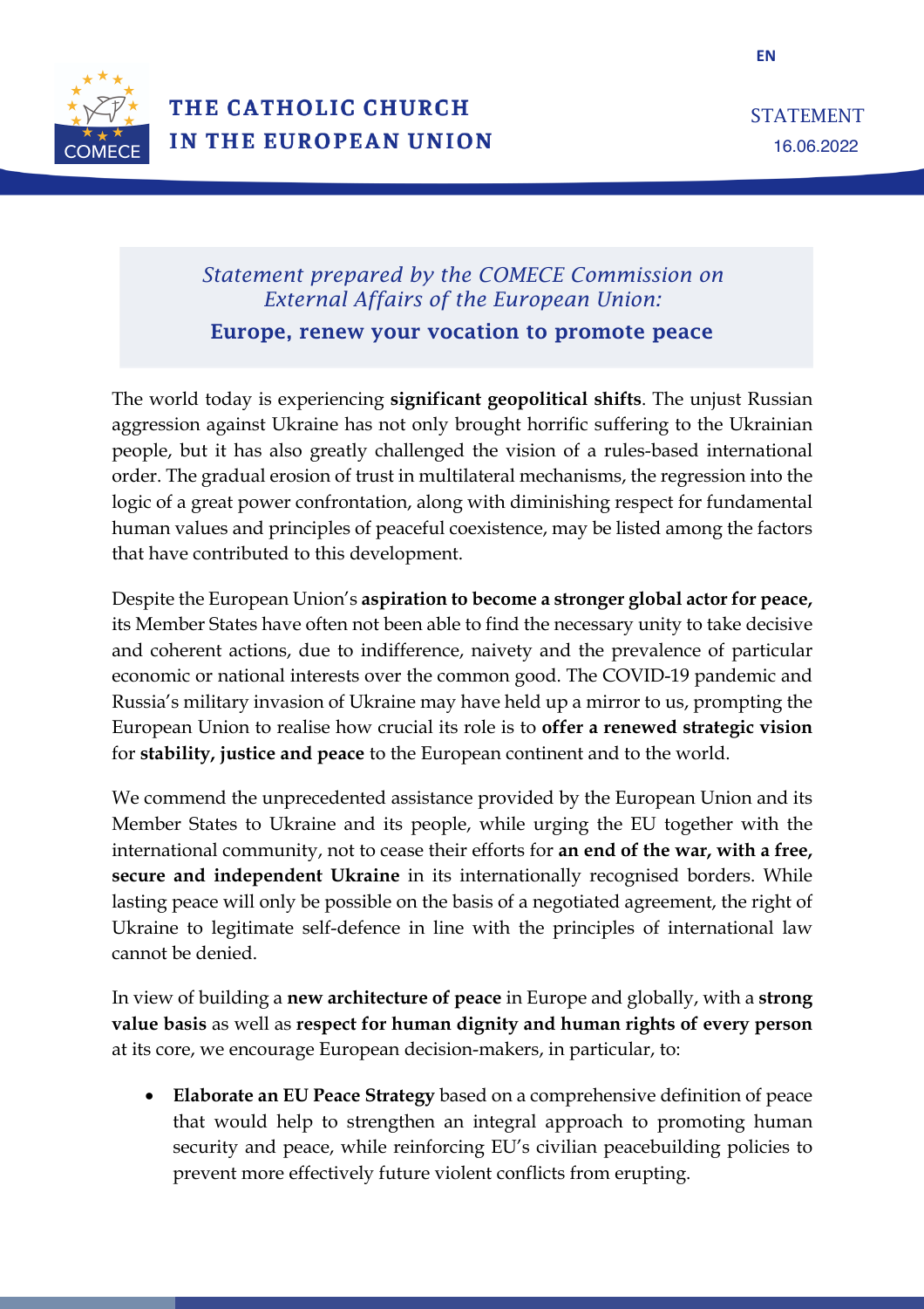EN

# THE CATHOLIC CHURCH IN THE EUROPEAN UNION

STATEMENT
16.06.2022

*Statement prepared by the COMECE Commission on External Affairs of the European Union:*

## Europe, renew your vocation to promote peace

The world today is experiencing **significant geopolitical shifts**. The unjust Russian aggression against Ukraine has not only brought horrific suffering to the Ukrainian people, but it has also greatly challenged the vision of a rules-based international order. The gradual erosion of trust in multilateral mechanisms, the regression into the logic of a great power confrontation, along with diminishing respect for fundamental human values and principles of peaceful coexistence, may be listed among the factors that have contributed to this development.

Despite the European Union's **aspiration to become a stronger global actor for peace,** its Member States have often not been able to find the necessary unity to take decisive and coherent actions, due to indifference, naivety and the prevalence of particular economic or national interests over the common good. The COVID-19 pandemic and Russia's military invasion of Ukraine may have held up a mirror to us, prompting the European Union to realise how crucial its role is to **offer a renewed strategic vision** for **stability, justice and peace** to the European continent and to the world.

We commend the unprecedented assistance provided by the European Union and its Member States to Ukraine and its people, while urging the EU together with the international community, not to cease their efforts for **an end of the war, with a free, secure and independent Ukraine** in its internationally recognised borders. While lasting peace will only be possible on the basis of a negotiated agreement, the right of Ukraine to legitimate self-defence in line with the principles of international law cannot be denied.

In view of building a **new architecture of peace** in Europe and globally, with a **strong value basis** as well as **respect for human dignity and human rights of every person** at its core, we encourage European decision-makers, in particular, to:

- **Elaborate an EU Peace Strategy** based on a comprehensive definition of peace that would help to strengthen an integral approach to promoting human security and peace, while reinforcing EU's civilian peacebuilding policies to prevent more effectively future violent conflicts from erupting.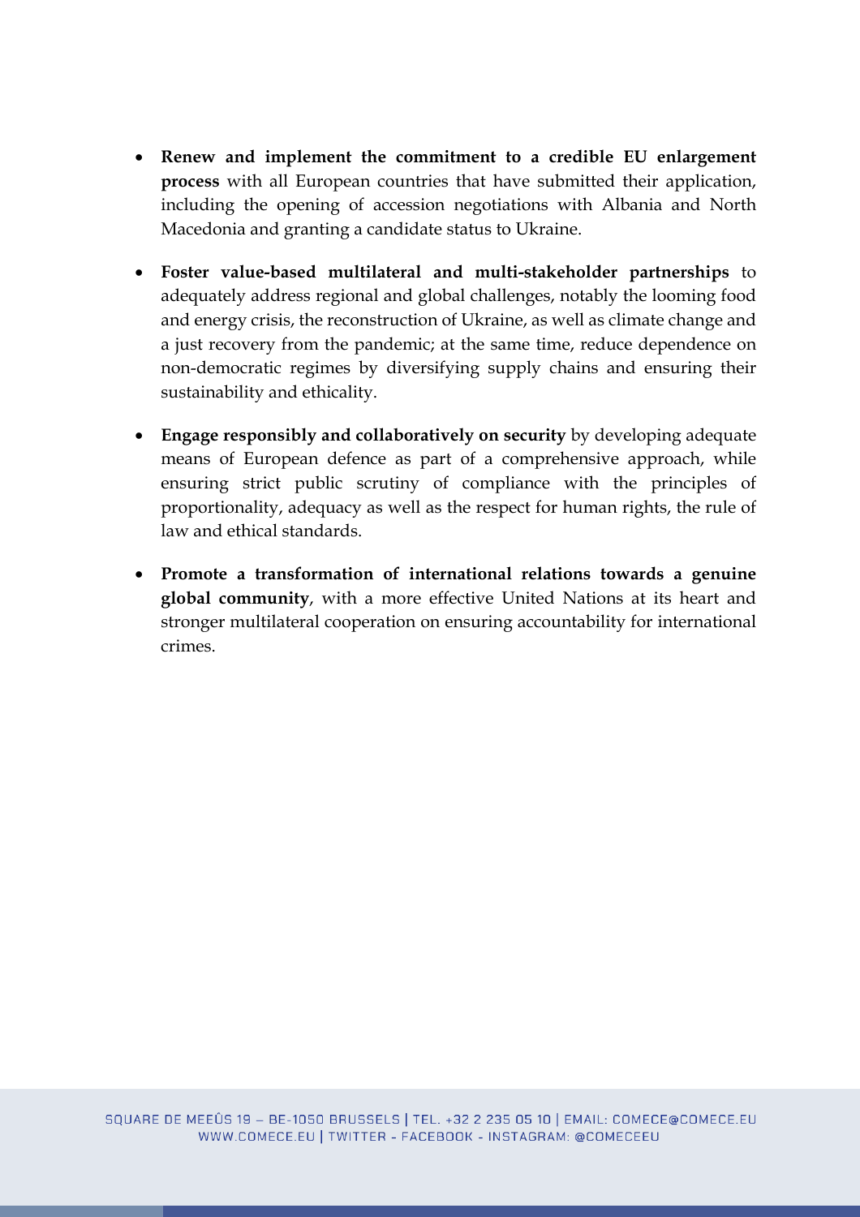- **Renew and implement the commitment to a credible EU enlargement process** with all European countries that have submitted their application, including the opening of accession negotiations with Albania and North Macedonia and granting a candidate status to Ukraine.

- **Foster value-based multilateral and multi-stakeholder partnerships** to adequately address regional and global challenges, notably the looming food and energy crisis, the reconstruction of Ukraine, as well as climate change and a just recovery from the pandemic; at the same time, reduce dependence on non-democratic regimes by diversifying supply chains and ensuring their sustainability and ethicality.

- **Engage responsibly and collaboratively on security** by developing adequate means of European defence as part of a comprehensive approach, while ensuring strict public scrutiny of compliance with the principles of proportionality, adequacy as well as the respect for human rights, the rule of law and ethical standards.

- **Promote a transformation of international relations towards a genuine global community**, with a more effective United Nations at its heart and stronger multilateral cooperation on ensuring accountability for international crimes.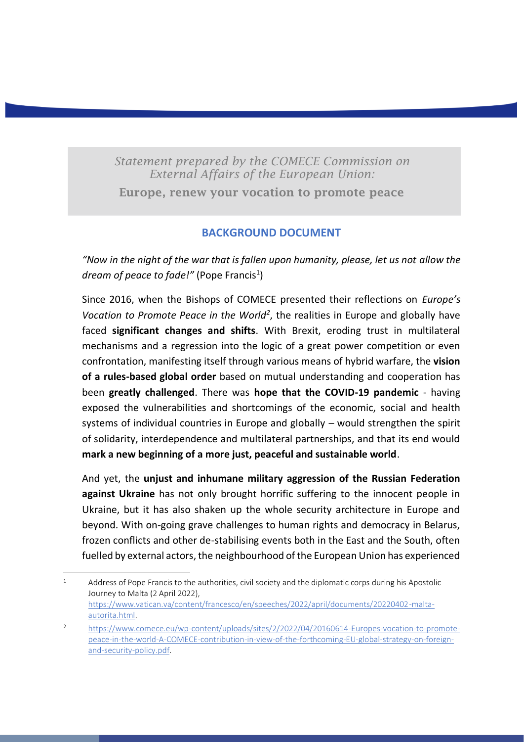*Statement prepared by the COMECE Commission on External Affairs of the European Union:*

**Europe, renew your vocation to promote peace**

## BACKGROUND DOCUMENT

*"Now in the night of the war that is fallen upon humanity, please, let us not allow the dream of peace to fade!"* (Pope Francis[1])

Since 2016, when the Bishops of COMECE presented their reflections on *Europe's Vocation to Promote Peace in the World*[2], the realities in Europe and globally have faced **significant changes and shifts**. With Brexit, eroding trust in multilateral mechanisms and a regression into the logic of a great power competition or even confrontation, manifesting itself through various means of hybrid warfare, the **vision of a rules-based global order** based on mutual understanding and cooperation has been **greatly challenged**. There was **hope that the COVID-19 pandemic** - having exposed the vulnerabilities and shortcomings of the economic, social and health systems of individual countries in Europe and globally – would strengthen the spirit of solidarity, interdependence and multilateral partnerships, and that its end would **mark a new beginning of a more just, peaceful and sustainable world**.

And yet, the **unjust and inhumane military aggression of the Russian Federation against Ukraine** has not only brought horrific suffering to the innocent people in Ukraine, but it has also shaken up the whole security architecture in Europe and beyond. With on-going grave challenges to human rights and democracy in Belarus, frozen conflicts and other de-stabilising events both in the East and the South, often fuelled by external actors, the neighbourhood of the European Union has experienced

---

[1] Address of Pope Francis to the authorities, civil society and the diplomatic corps during his Apostolic Journey to Malta (2 April 2022), https://www.vatican.va/content/francesco/en/speeches/2022/april/documents/20220402-malta-autorita.html.

[2] https://www.comece.eu/wp-content/uploads/sites/2/2022/04/20160614-Europes-vocation-to-promote-peace-in-the-world-A-COMECE-contribution-in-view-of-the-forthcoming-EU-global-strategy-on-foreign-and-security-policy.pdf.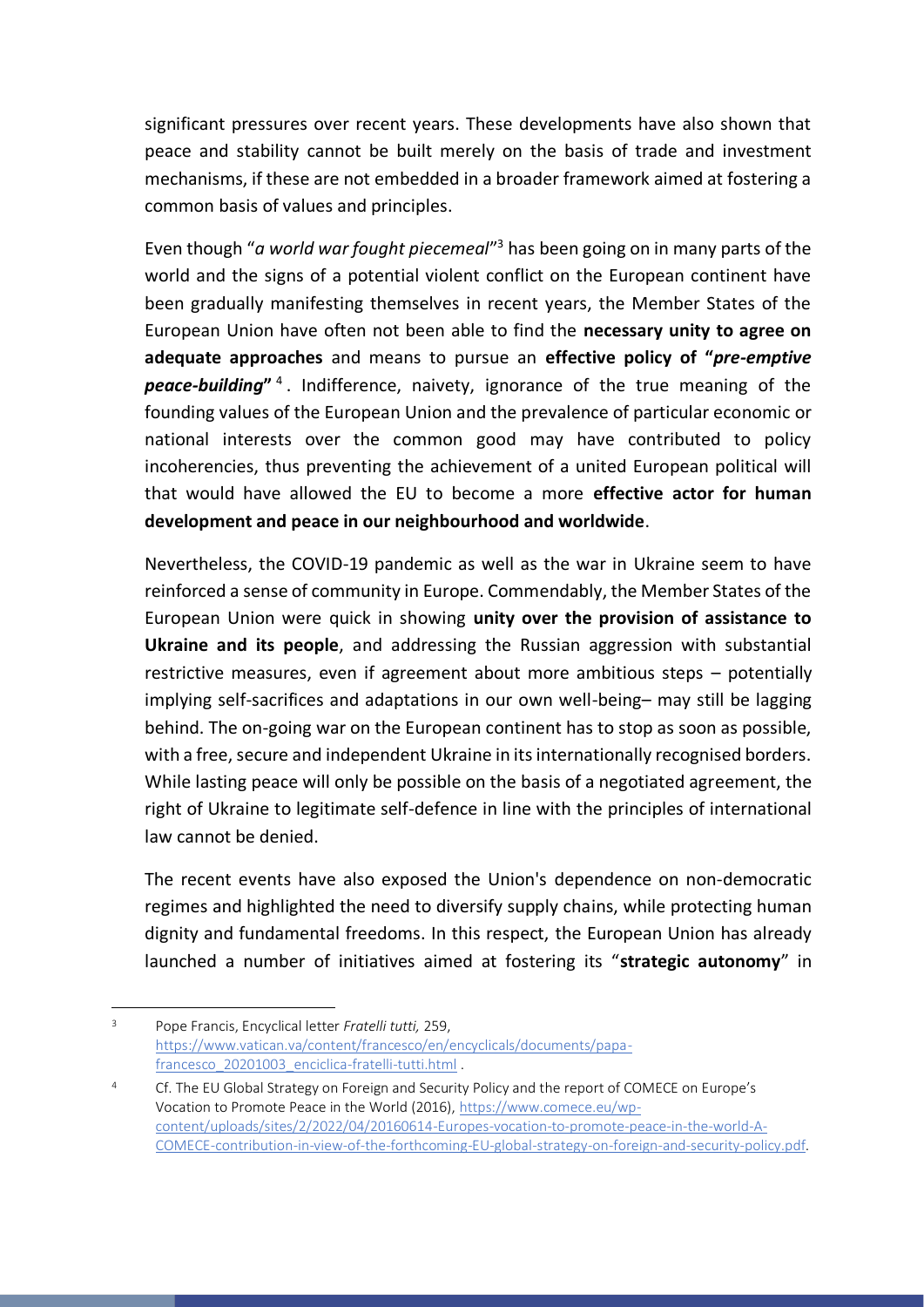significant pressures over recent years. These developments have also shown that peace and stability cannot be built merely on the basis of trade and investment mechanisms, if these are not embedded in a broader framework aimed at fostering a common basis of values and principles.

Even though "*a world war fought piecemeal*"[3] has been going on in many parts of the world and the signs of a potential violent conflict on the European continent have been gradually manifesting themselves in recent years, the Member States of the European Union have often not been able to find the **necessary unity to agree on adequate approaches** and means to pursue an **effective policy of "*pre-emptive peace-building*"**[4]. Indifference, naivety, ignorance of the true meaning of the founding values of the European Union and the prevalence of particular economic or national interests over the common good may have contributed to policy incoherencies, thus preventing the achievement of a united European political will that would have allowed the EU to become a more **effective actor for human development and peace in our neighbourhood and worldwide**.

Nevertheless, the COVID-19 pandemic as well as the war in Ukraine seem to have reinforced a sense of community in Europe. Commendably, the Member States of the European Union were quick in showing **unity over the provision of assistance to Ukraine and its people**, and addressing the Russian aggression with substantial restrictive measures, even if agreement about more ambitious steps – potentially implying self-sacrifices and adaptations in our own well-being– may still be lagging behind. The on-going war on the European continent has to stop as soon as possible, with a free, secure and independent Ukraine in its internationally recognised borders. While lasting peace will only be possible on the basis of a negotiated agreement, the right of Ukraine to legitimate self-defence in line with the principles of international law cannot be denied.

The recent events have also exposed the Union's dependence on non-democratic regimes and highlighted the need to diversify supply chains, while protecting human dignity and fundamental freedoms. In this respect, the European Union has already launched a number of initiatives aimed at fostering its "**strategic autonomy**" in

---

[3] Pope Francis, Encyclical letter *Fratelli tutti,* 259, https://www.vatican.va/content/francesco/en/encyclicals/documents/papa-francesco_20201003_enciclica-fratelli-tutti.html .

[4] Cf. The EU Global Strategy on Foreign and Security Policy and the report of COMECE on Europe's Vocation to Promote Peace in the World (2016), https://www.comece.eu/wp-content/uploads/sites/2/2022/04/20160614-Europes-vocation-to-promote-peace-in-the-world-A-COMECE-contribution-in-view-of-the-forthcoming-EU-global-strategy-on-foreign-and-security-policy.pdf.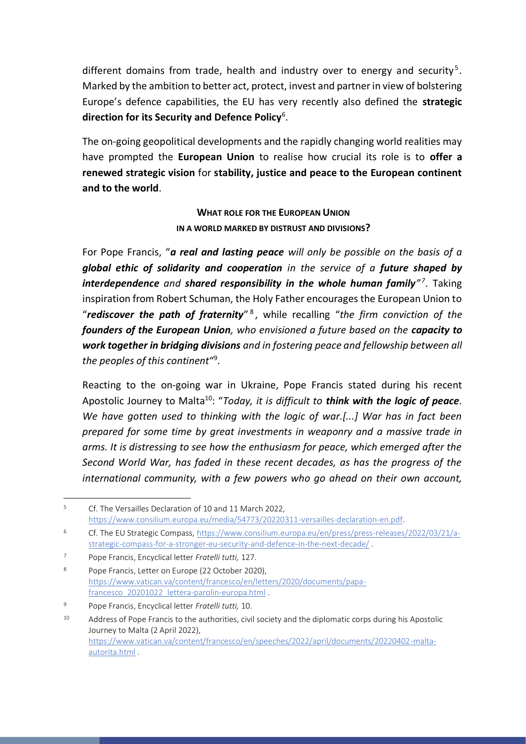different domains from trade, health and industry over to energy and security[5]. Marked by the ambition to better act, protect, invest and partner in view of bolstering Europe's defence capabilities, the EU has very recently also defined the **strategic direction for its Security and Defence Policy**[6].

The on-going geopolitical developments and the rapidly changing world realities may have prompted the **European Union** to realise how crucial its role is to **offer a renewed strategic vision** for **stability, justice and peace to the European continent and to the world**.

## WHAT ROLE FOR THE EUROPEAN UNION IN A WORLD MARKED BY DISTRUST AND DIVISIONS?

For Pope Francis, "***a real and lasting peace*** *will only be possible on the basis of a* ***global ethic of solidarity and cooperation*** *in the service of a* ***future shaped by interdependence*** *and* ***shared responsibility in the whole human family****"*[7]. Taking inspiration from Robert Schuman, the Holy Father encourages the European Union to "***rediscover the path of fraternity***"[8], while recalling "*the firm conviction of the* ***founders of the European Union****, who envisioned a future based on the* ***capacity to work together in bridging divisions*** *and in fostering peace and fellowship between all the peoples of this continent*"[9].

Reacting to the on-going war in Ukraine, Pope Francis stated during his recent Apostolic Journey to Malta[10]: "*Today, it is difficult to* ***think with the logic of peace****. We have gotten used to thinking with the logic of war.[...] War has in fact been prepared for some time by great investments in weaponry and a massive trade in arms. It is distressing to see how the enthusiasm for peace, which emerged after the Second World War, has faded in these recent decades, as has the progress of the international community, with a few powers who go ahead on their own account,*

---

[5] Cf. The Versailles Declaration of 10 and 11 March 2022, https://www.consilium.europa.eu/media/54773/20220311-versailles-declaration-en.pdf.

[6] Cf. The EU Strategic Compass, https://www.consilium.europa.eu/en/press/press-releases/2022/03/21/a-strategic-compass-for-a-stronger-eu-security-and-defence-in-the-next-decade/ .

[7] Pope Francis, Encyclical letter *Fratelli tutti,* 127.

[8] Pope Francis, Letter on Europe (22 October 2020), https://www.vatican.va/content/francesco/en/letters/2020/documents/papa-francesco_20201022_lettera-parolin-europa.html .

[9] Pope Francis, Encyclical letter *Fratelli tutti,* 10.

[10] Address of Pope Francis to the authorities, civil society and the diplomatic corps during his Apostolic Journey to Malta (2 April 2022), https://www.vatican.va/content/francesco/en/speeches/2022/april/documents/20220402-malta-autorita.html .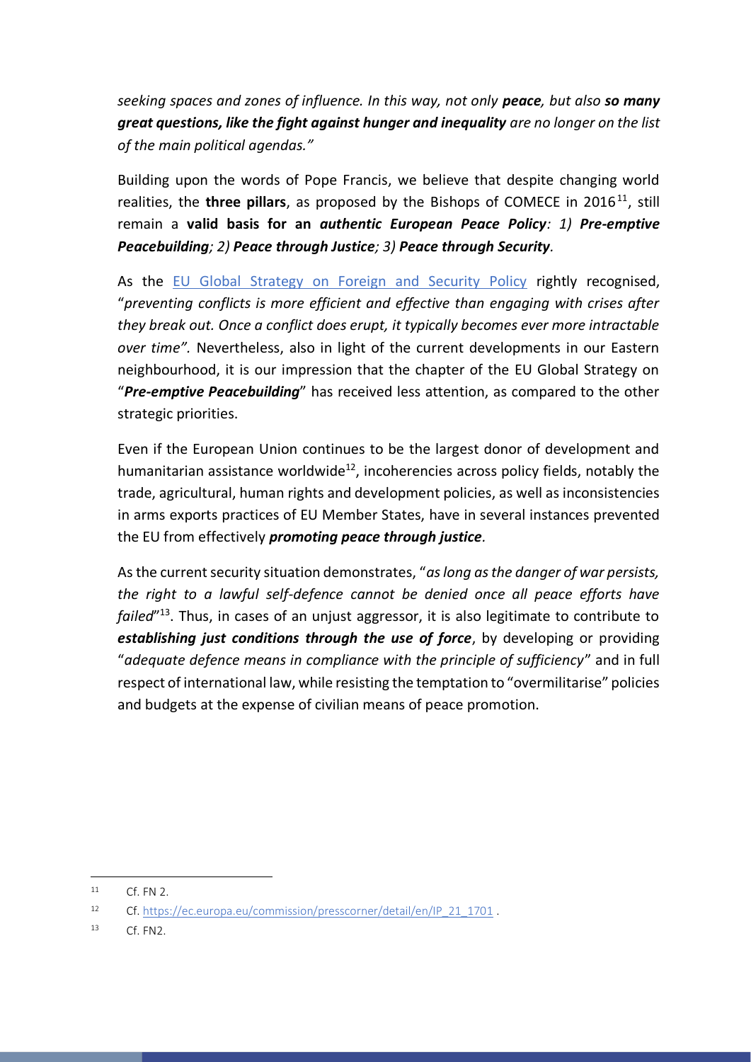*seeking spaces and zones of influence. In this way, not only **peace**, but also **so many great questions, like the fight against hunger and inequality** are no longer on the list of the main political agendas."*

Building upon the words of Pope Francis, we believe that despite changing world realities, the **three pillars**, as proposed by the Bishops of COMECE in 2016[11], still remain a **valid basis for an *authentic European Peace Policy*: *1) Pre-emptive Peacebuilding; 2) Peace through Justice; 3) Peace through Security*.**

As the [EU Global Strategy on Foreign and Security Policy](#) rightly recognised, "*preventing conflicts is more efficient and effective than engaging with crises after they break out. Once a conflict does erupt, it typically becomes ever more intractable over time".* Nevertheless, also in light of the current developments in our Eastern neighbourhood, it is our impression that the chapter of the EU Global Strategy on "***Pre-emptive Peacebuilding***" has received less attention, as compared to the other strategic priorities.

Even if the European Union continues to be the largest donor of development and humanitarian assistance worldwide[12], incoherencies across policy fields, notably the trade, agricultural, human rights and development policies, as well as inconsistencies in arms exports practices of EU Member States, have in several instances prevented the EU from effectively ***promoting peace through justice***.

As the current security situation demonstrates, "*as long as the danger of war persists, the right to a lawful self-defence cannot be denied once all peace efforts have failed*"[13]. Thus, in cases of an unjust aggressor, it is also legitimate to contribute to ***establishing just conditions through the use of force***, by developing or providing "*adequate defence means in compliance with the principle of sufficiency*" and in full respect of international law, while resisting the temptation to "overmilitarise" policies and budgets at the expense of civilian means of peace promotion.

---

[11] Cf. FN 2.

[12] Cf. https://ec.europa.eu/commission/presscorner/detail/en/IP_21_1701 .

[13] Cf. FN2.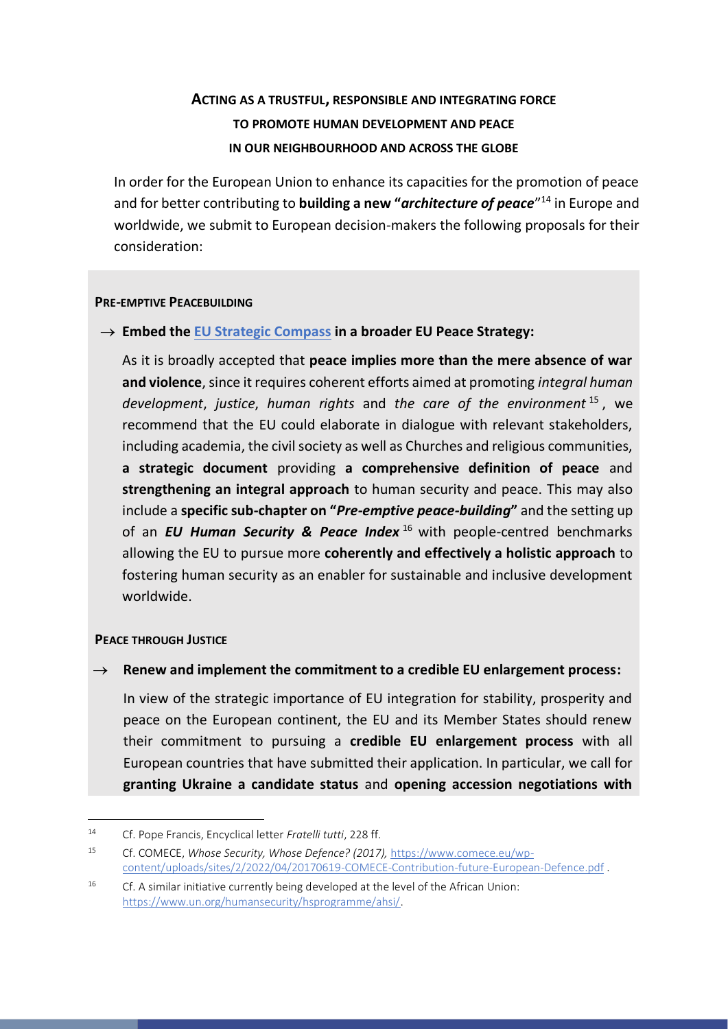## ACTING AS A TRUSTFUL, RESPONSIBLE AND INTEGRATING FORCE TO PROMOTE HUMAN DEVELOPMENT AND PEACE IN OUR NEIGHBOURHOOD AND ACROSS THE GLOBE

In order for the European Union to enhance its capacities for the promotion of peace and for better contributing to **building a new "*architecture of peace*"**[14] in Europe and worldwide, we submit to European decision-makers the following proposals for their consideration:

### PRE-EMPTIVE PEACEBUILDING

→ **Embed the EU Strategic Compass in a broader EU Peace Strategy:**

As it is broadly accepted that **peace implies more than the mere absence of war and violence**, since it requires coherent efforts aimed at promoting *integral human development*, *justice*, *human rights* and *the care of the environment*[15], we recommend that the EU could elaborate in dialogue with relevant stakeholders, including academia, the civil society as well as Churches and religious communities, **a strategic document** providing **a comprehensive definition of peace** and **strengthening an integral approach** to human security and peace. This may also include a **specific sub-chapter on "*Pre-emptive peace-building*"** and the setting up of an ***EU Human Security & Peace Index***[16] with people-centred benchmarks allowing the EU to pursue more **coherently and effectively a holistic approach** to fostering human security as an enabler for sustainable and inclusive development worldwide.

### PEACE THROUGH JUSTICE

→ **Renew and implement the commitment to a credible EU enlargement process:**

In view of the strategic importance of EU integration for stability, prosperity and peace on the European continent, the EU and its Member States should renew their commitment to pursuing a **credible EU enlargement process** with all European countries that have submitted their application. In particular, we call for **granting Ukraine a candidate status** and **opening accession negotiations with**

---

[14] Cf. Pope Francis, Encyclical letter *Fratelli tutti*, 228 ff.

[15] Cf. COMECE, *Whose Security, Whose Defence? (2017),* https://www.comece.eu/wp-content/uploads/sites/2/2022/04/20170619-COMECE-Contribution-future-European-Defence.pdf .

[16] Cf. A similar initiative currently being developed at the level of the African Union: https://www.un.org/humansecurity/hsprogramme/ahsi/.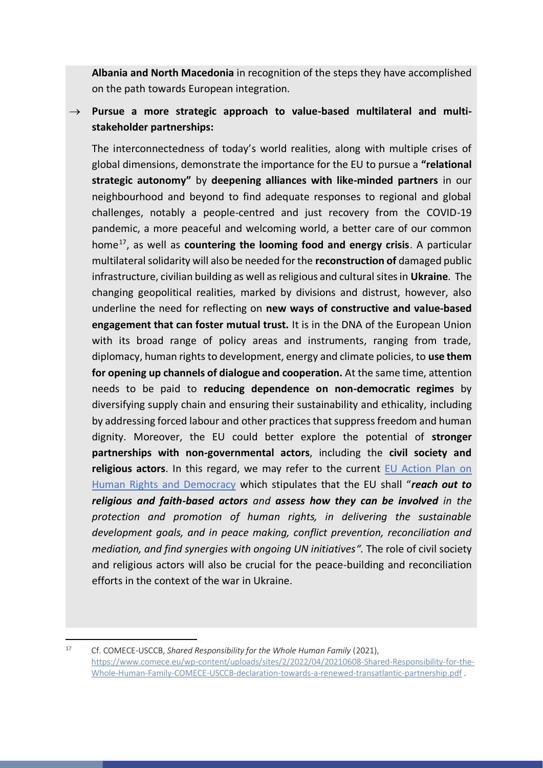**Albania and North Macedonia** in recognition of the steps they have accomplished on the path towards European integration.

→ **Pursue a more strategic approach to value-based multilateral and multi-stakeholder partnerships:**

The interconnectedness of today's world realities, along with multiple crises of global dimensions, demonstrate the importance for the EU to pursue a **"relational strategic autonomy"** by **deepening alliances with like-minded partners** in our neighbourhood and beyond to find adequate responses to regional and global challenges, notably a people-centred and just recovery from the COVID-19 pandemic, a more peaceful and welcoming world, a better care of our common home[17], as well as **countering the looming food and energy crisis**. A particular multilateral solidarity will also be needed for the **reconstruction of** damaged public infrastructure, civilian building as well as religious and cultural sites in **Ukraine**. The changing geopolitical realities, marked by divisions and distrust, however, also underline the need for reflecting on **new ways of constructive and value-based engagement that can foster mutual trust.** It is in the DNA of the European Union with its broad range of policy areas and instruments, ranging from trade, diplomacy, human rights to development, energy and climate policies, to **use them for opening up channels of dialogue and cooperation.** At the same time, attention needs to be paid to **reducing dependence on non-democratic regimes** by diversifying supply chain and ensuring their sustainability and ethicality, including by addressing forced labour and other practices that suppress freedom and human dignity. Moreover, the EU could better explore the potential of **stronger partnerships with non-governmental actors**, including the **civil society and religious actors**. In this regard, we may refer to the current EU Action Plan on Human Rights and Democracy which stipulates that the EU shall "***reach out to religious and faith-based actors** and **assess how they can be involved** in the protection and promotion of human rights, in delivering the sustainable development goals, and in peace making, conflict prevention, reconciliation and mediation, and find synergies with ongoing UN initiatives".* The role of civil society and religious actors will also be crucial for the peace-building and reconciliation efforts in the context of the war in Ukraine.

---

[17] Cf. COMECE-USCCB, *Shared Responsibility for the Whole Human Family* (2021), https://www.comece.eu/wp-content/uploads/sites/2/2022/04/20210608-Shared-Responsibility-for-the-Whole-Human-Family-COMECE-USCCB-declaration-towards-a-renewed-transatlantic-partnership.pdf .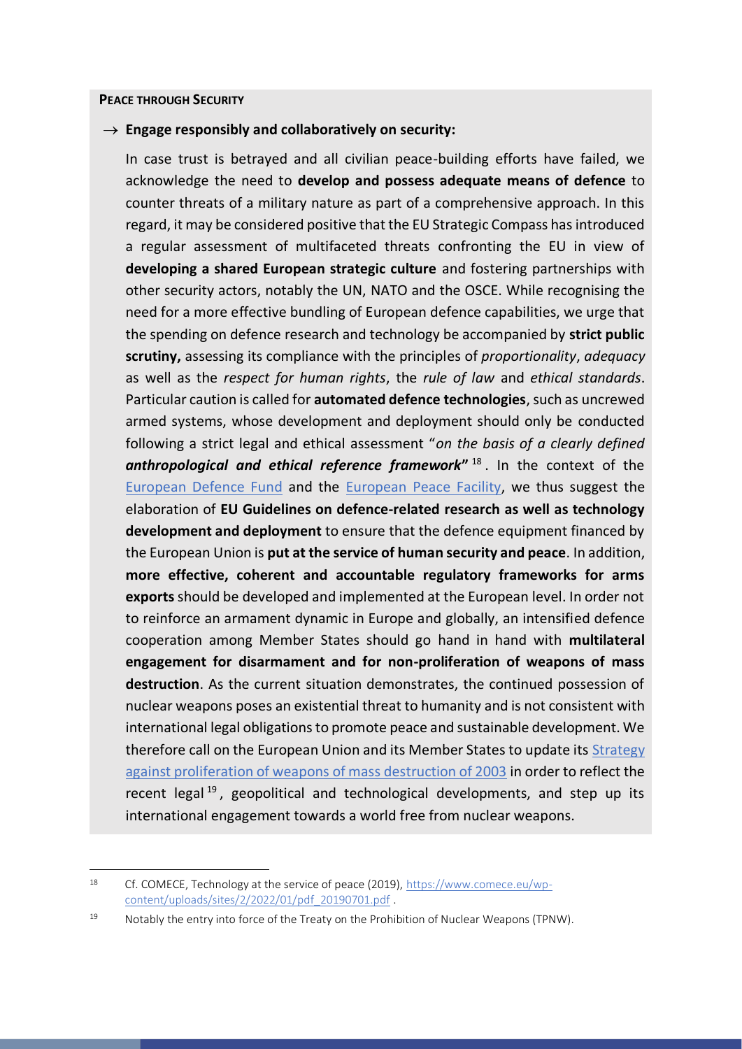**PEACE THROUGH SECURITY**

→ **Engage responsibly and collaboratively on security:**

In case trust is betrayed and all civilian peace-building efforts have failed, we acknowledge the need to **develop and possess adequate means of defence** to counter threats of a military nature as part of a comprehensive approach. In this regard, it may be considered positive that the EU Strategic Compass has introduced a regular assessment of multifaceted threats confronting the EU in view of **developing a shared European strategic culture** and fostering partnerships with other security actors, notably the UN, NATO and the OSCE. While recognising the need for a more effective bundling of European defence capabilities, we urge that the spending on defence research and technology be accompanied by **strict public scrutiny,** assessing its compliance with the principles of *proportionality*, *adequacy* as well as the *respect for human rights*, the *rule of law* and *ethical standards*. Particular caution is called for **automated defence technologies**, such as uncrewed armed systems, whose development and deployment should only be conducted following a strict legal and ethical assessment "*on the basis of a clearly defined* ***anthropological and ethical reference framework***"[18]. In the context of the [European Defence Fund] and the [European Peace Facility], we thus suggest the elaboration of **EU Guidelines on defence-related research as well as technology development and deployment** to ensure that the defence equipment financed by the European Union is **put at the service of human security and peace**. In addition, **more effective, coherent and accountable regulatory frameworks for arms exports** should be developed and implemented at the European level. In order not to reinforce an armament dynamic in Europe and globally, an intensified defence cooperation among Member States should go hand in hand with **multilateral engagement for disarmament and for non-proliferation of weapons of mass destruction**. As the current situation demonstrates, the continued possession of nuclear weapons poses an existential threat to humanity and is not consistent with international legal obligations to promote peace and sustainable development. We therefore call on the European Union and its Member States to update its [Strategy against proliferation of weapons of mass destruction of 2003] in order to reflect the recent legal[19], geopolitical and technological developments, and step up its international engagement towards a world free from nuclear weapons.

---

[18] Cf. COMECE, Technology at the service of peace (2019), https://www.comece.eu/wp-content/uploads/sites/2/2022/01/pdf_20190701.pdf .

[19] Notably the entry into force of the Treaty on the Prohibition of Nuclear Weapons (TPNW).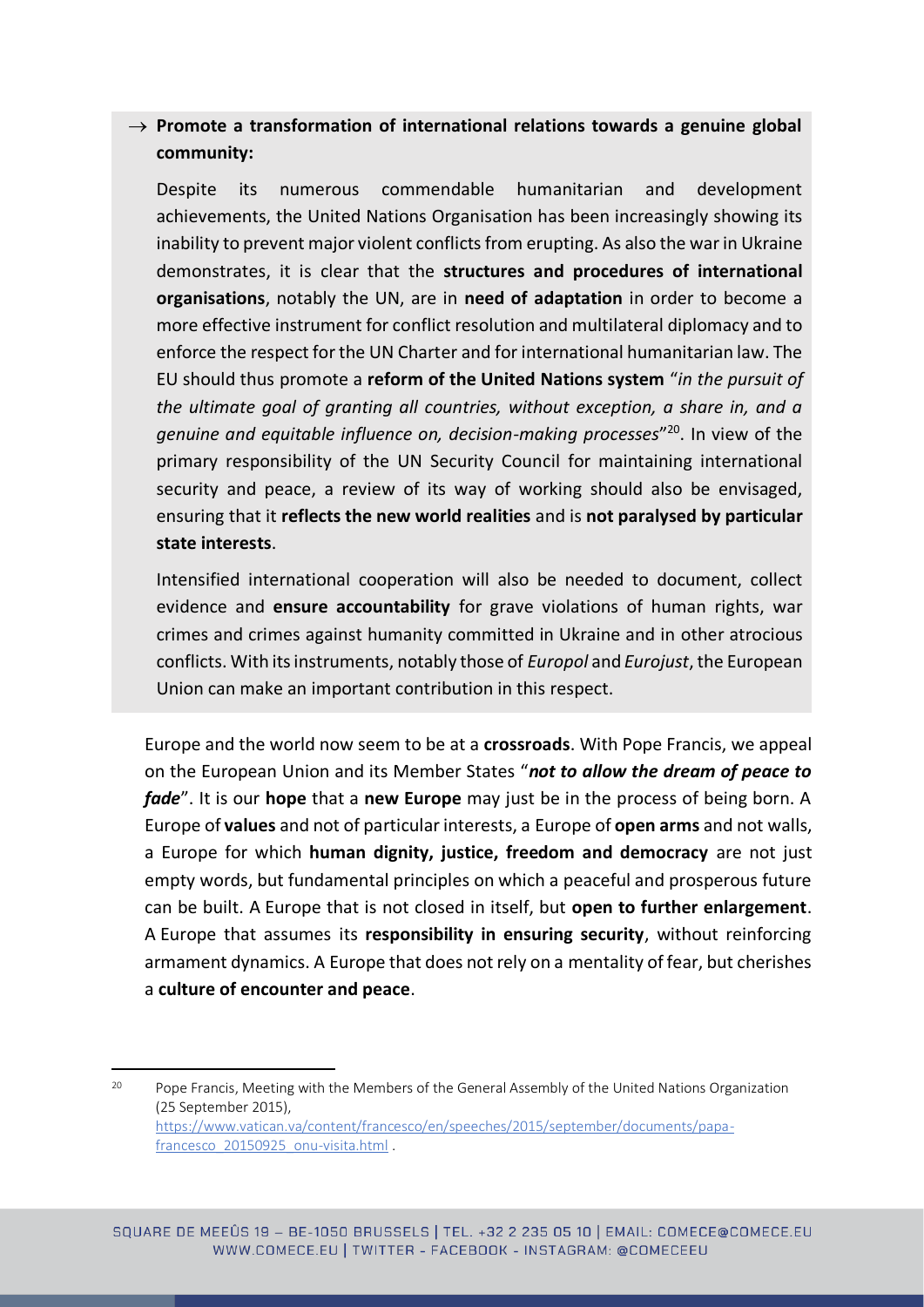→ **Promote a transformation of international relations towards a genuine global community:**

Despite its numerous commendable humanitarian and development achievements, the United Nations Organisation has been increasingly showing its inability to prevent major violent conflicts from erupting. As also the war in Ukraine demonstrates, it is clear that the **structures and procedures of international organisations**, notably the UN, are in **need of adaptation** in order to become a more effective instrument for conflict resolution and multilateral diplomacy and to enforce the respect for the UN Charter and for international humanitarian law. The EU should thus promote a **reform of the United Nations system** "*in the pursuit of the ultimate goal of granting all countries, without exception, a share in, and a genuine and equitable influence on, decision-making processes*"[20]. In view of the primary responsibility of the UN Security Council for maintaining international security and peace, a review of its way of working should also be envisaged, ensuring that it **reflects the new world realities** and is **not paralysed by particular state interests**.

Intensified international cooperation will also be needed to document, collect evidence and **ensure accountability** for grave violations of human rights, war crimes and crimes against humanity committed in Ukraine and in other atrocious conflicts. With its instruments, notably those of *Europol* and *Eurojust*, the European Union can make an important contribution in this respect.

Europe and the world now seem to be at a **crossroads**. With Pope Francis, we appeal on the European Union and its Member States "***not to allow the dream of peace to fade***". It is our **hope** that a **new Europe** may just be in the process of being born. A Europe of **values** and not of particular interests, a Europe of **open arms** and not walls, a Europe for which **human dignity, justice, freedom and democracy** are not just empty words, but fundamental principles on which a peaceful and prosperous future can be built. A Europe that is not closed in itself, but **open to further enlargement**. A Europe that assumes its **responsibility in ensuring security**, without reinforcing armament dynamics. A Europe that does not rely on a mentality of fear, but cherishes a **culture of encounter and peace**.

---

[20] Pope Francis, Meeting with the Members of the General Assembly of the United Nations Organization (25 September 2015), https://www.vatican.va/content/francesco/en/speeches/2015/september/documents/papa-francesco_20150925_onu-visita.html .